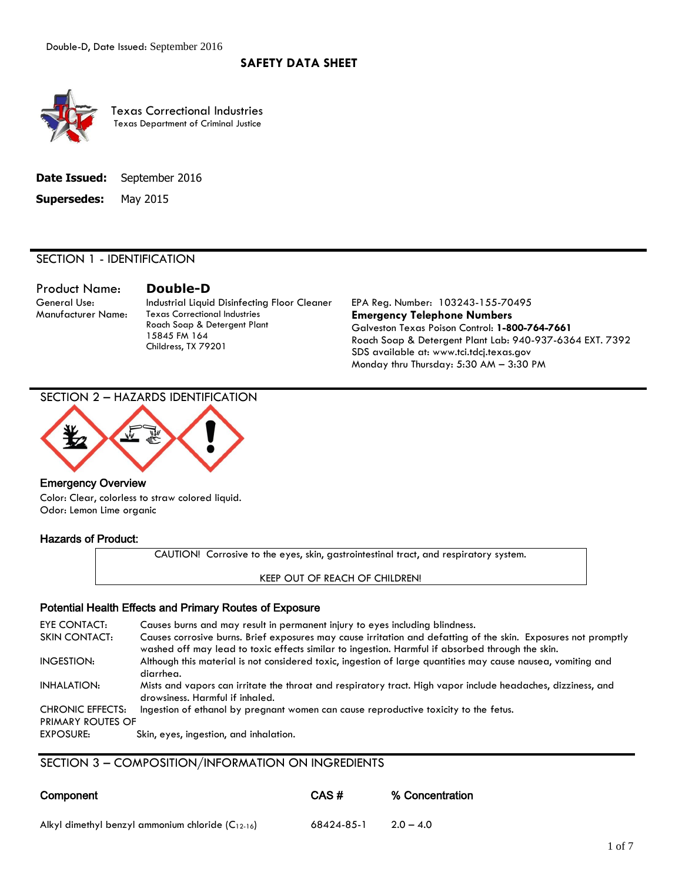# SAFETY DATA SHEET

Texas Correctional Industries
Texas Department of Criminal Justice

**Date Issued:** September 2016

**Supersedes:** May 2015

## SECTION 1 - IDENTIFICATION

Product Name: **Double-D**

General Use: Industrial Liquid Disinfecting Floor Cleaner

Manufacturer Name: Texas Correctional Industries
Roach Soap & Detergent Plant
15845 FM 164
Childress, TX 79201

EPA Reg. Number: 103243-155-70495

**Emergency Telephone Numbers**

Galveston Texas Poison Control: **1-800-764-7661**

Roach Soap & Detergent Plant Lab: 940-937-6364 EXT. 7392

SDS available at: www.tci.tdcj.texas.gov

Monday thru Thursday: 5:30 AM – 3:30 PM

## SECTION 2 – HAZARDS IDENTIFICATION

### Emergency Overview

Color: Clear, colorless to straw colored liquid.
Odor: Lemon Lime organic

### Hazards of Product:

CAUTION! Corrosive to the eyes, skin, gastrointestinal tract, and respiratory system.

KEEP OUT OF REACH OF CHILDREN!

### Potential Health Effects and Primary Routes of Exposure

EYE CONTACT: Causes burns and may result in permanent injury to eyes including blindness.

SKIN CONTACT: Causes corrosive burns. Brief exposures may cause irritation and defatting of the skin. Exposures not promptly washed off may lead to toxic effects similar to ingestion. Harmful if absorbed through the skin.

INGESTION: Although this material is not considered toxic, ingestion of large quantities may cause nausea, vomiting and diarrhea.

INHALATION: Mists and vapors can irritate the throat and respiratory tract. High vapor include headaches, dizziness, and drowsiness. Harmful if inhaled.

CHRONIC EFFECTS: Ingestion of ethanol by pregnant women can cause reproductive toxicity to the fetus.

PRIMARY ROUTES OF EXPOSURE: Skin, eyes, ingestion, and inhalation.

## SECTION 3 – COMPOSITION/INFORMATION ON INGREDIENTS

| Component | CAS # | % Concentration |
|---|---|---|
| Alkyl dimethyl benzyl ammonium chloride ($C_{12-16}$) | 68424-85-1 | 2.0 – 4.0 |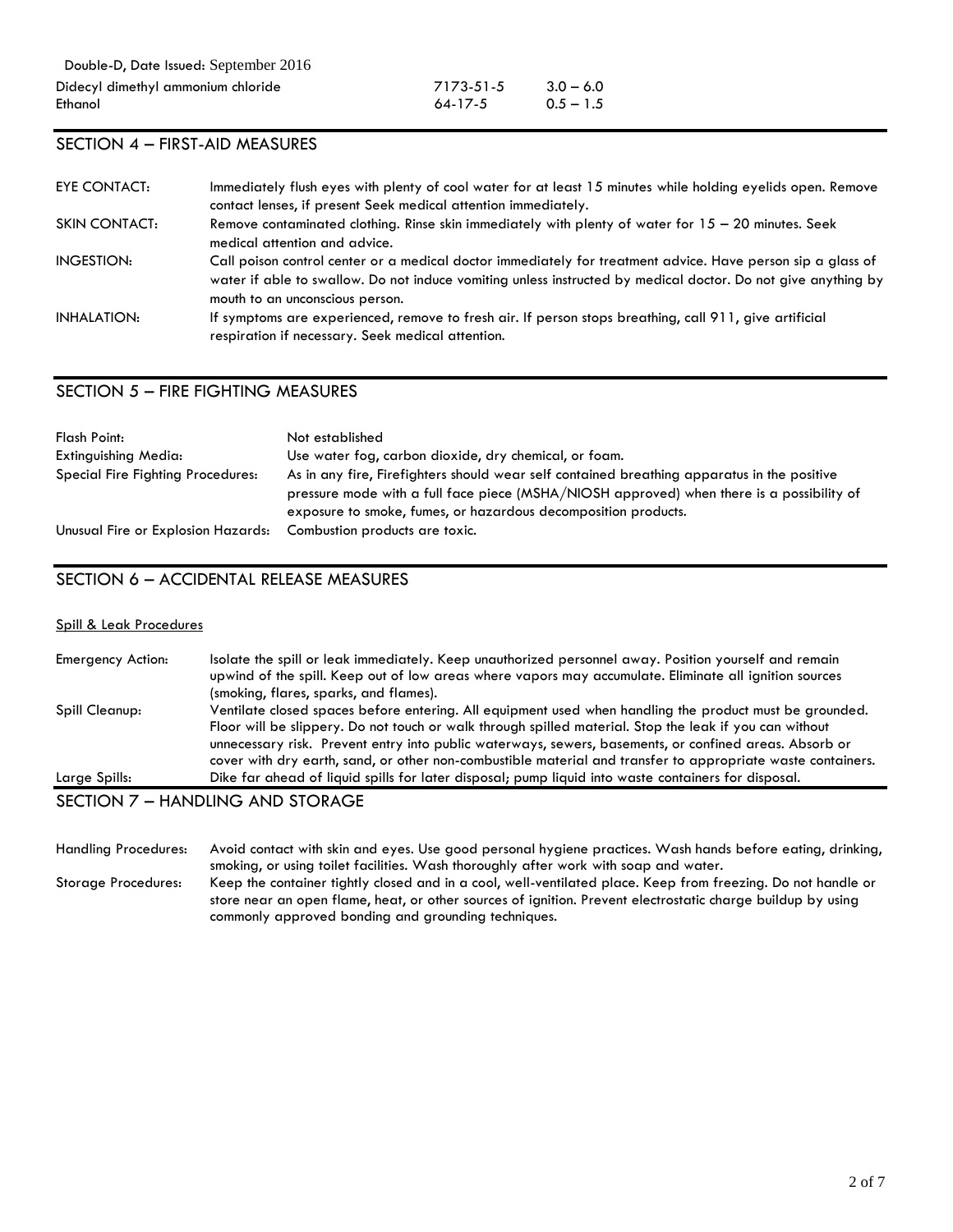| | | |
|---|---|---|
| Didecyl dimethyl ammonium chloride | 7173-51-5 | 3.0 – 6.0 |
| Ethanol | 64-17-5 | 0.5 – 1.5 |

## SECTION 4 – FIRST-AID MEASURES

| | |
|---|---|
| EYE CONTACT: | Immediately flush eyes with plenty of cool water for at least 15 minutes while holding eyelids open. Remove contact lenses, if present Seek medical attention immediately. |
| SKIN CONTACT: | Remove contaminated clothing. Rinse skin immediately with plenty of water for 15 – 20 minutes. Seek medical attention and advice. |
| INGESTION: | Call poison control center or a medical doctor immediately for treatment advice. Have person sip a glass of water if able to swallow. Do not induce vomiting unless instructed by medical doctor. Do not give anything by mouth to an unconscious person. |
| INHALATION: | If symptoms are experienced, remove to fresh air. If person stops breathing, call 911, give artificial respiration if necessary. Seek medical attention. |

## SECTION 5 – FIRE FIGHTING MEASURES

| | |
|---|---|
| Flash Point: | Not established |
| Extinguishing Media: | Use water fog, carbon dioxide, dry chemical, or foam. |
| Special Fire Fighting Procedures: | As in any fire, Firefighters should wear self contained breathing apparatus in the positive pressure mode with a full face piece (MSHA/NIOSH approved) when there is a possibility of exposure to smoke, fumes, or hazardous decomposition products. |
| Unusual Fire or Explosion Hazards: | Combustion products are toxic. |

## SECTION 6 – ACCIDENTAL RELEASE MEASURES

Spill & Leak Procedures

| | |
|---|---|
| Emergency Action: | Isolate the spill or leak immediately. Keep unauthorized personnel away. Position yourself and remain upwind of the spill. Keep out of low areas where vapors may accumulate. Eliminate all ignition sources (smoking, flares, sparks, and flames). |
| Spill Cleanup: | Ventilate closed spaces before entering. All equipment used when handling the product must be grounded. Floor will be slippery. Do not touch or walk through spilled material. Stop the leak if you can without unnecessary risk. Prevent entry into public waterways, sewers, basements, or confined areas. Absorb or cover with dry earth, sand, or other non-combustible material and transfer to appropriate waste containers. |
| Large Spills: | Dike far ahead of liquid spills for later disposal; pump liquid into waste containers for disposal. |

## SECTION 7 – HANDLING AND STORAGE

| | |
|---|---|
| Handling Procedures: | Avoid contact with skin and eyes. Use good personal hygiene practices. Wash hands before eating, drinking, smoking, or using toilet facilities. Wash thoroughly after work with soap and water. |
| Storage Procedures: | Keep the container tightly closed and in a cool, well-ventilated place. Keep from freezing. Do not handle or store near an open flame, heat, or other sources of ignition. Prevent electrostatic charge buildup by using commonly approved bonding and grounding techniques. |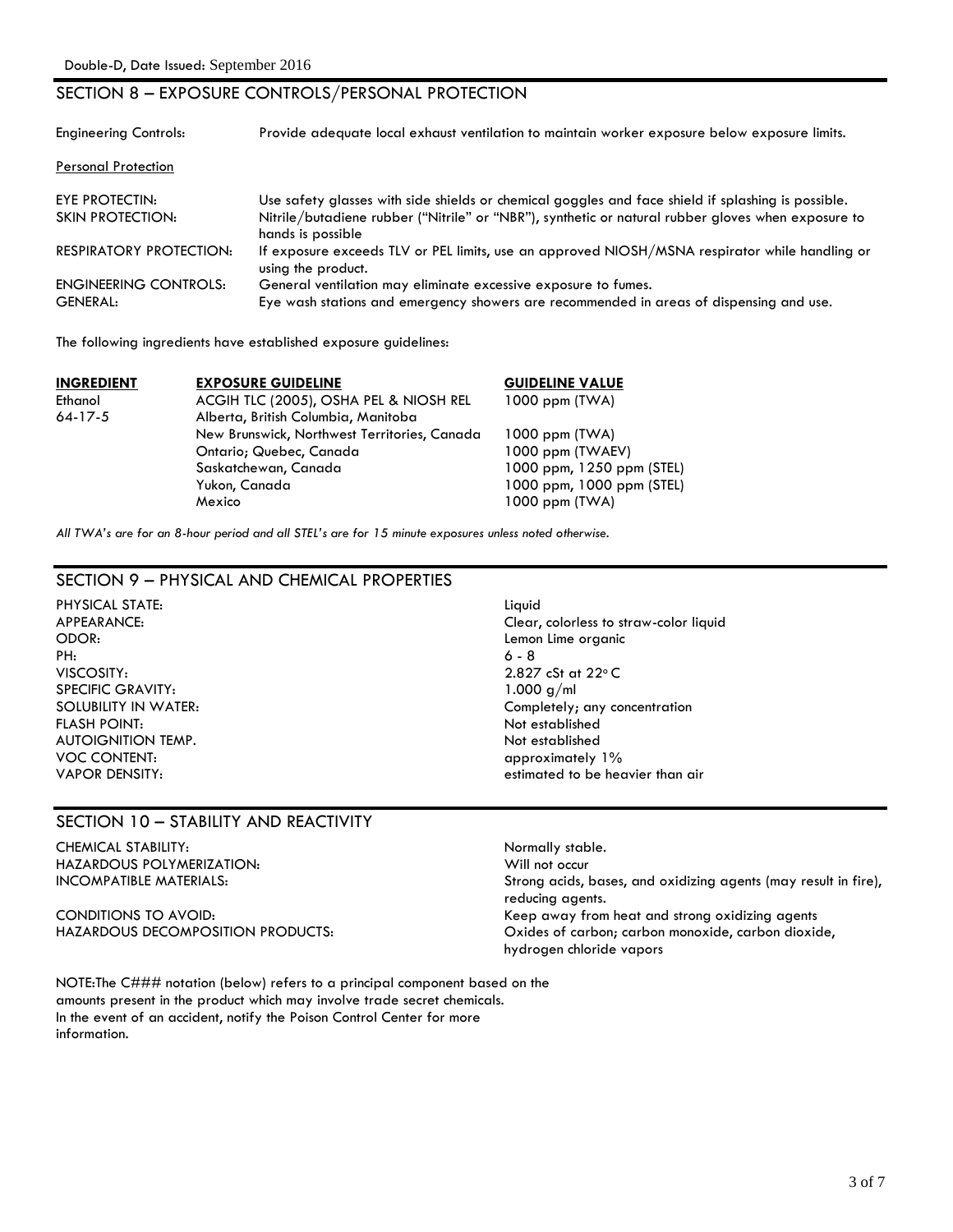## SECTION 8 – EXPOSURE CONTROLS/PERSONAL PROTECTION

Engineering Controls: Provide adequate local exhaust ventilation to maintain worker exposure below exposure limits.

Personal Protection

EYE PROTECTIN: Use safety glasses with side shields or chemical goggles and face shield if splashing is possible.
SKIN PROTECTION: Nitrile/butadiene rubber ("Nitrile" or "NBR"), synthetic or natural rubber gloves when exposure to hands is possible
RESPIRATORY PROTECTION: If exposure exceeds TLV or PEL limits, use an approved NIOSH/MSNA respirator while handling or using the product.
ENGINEERING CONTROLS: General ventilation may eliminate excessive exposure to fumes.
GENERAL: Eye wash stations and emergency showers are recommended in areas of dispensing and use.

The following ingredients have established exposure guidelines:

| INGREDIENT | EXPOSURE GUIDELINE | GUIDELINE VALUE |
|---|---|---|
| Ethanol | ACGIH TLC (2005), OSHA PEL & NIOSH REL | 1000 ppm (TWA) |
| 64-17-5 | Alberta, British Columbia, Manitoba | |
| | New Brunswick, Northwest Territories, Canada | 1000 ppm (TWA) |
| | Ontario; Quebec, Canada | 1000 ppm (TWAEV) |
| | Saskatchewan, Canada | 1000 ppm, 1250 ppm (STEL) |
| | Yukon, Canada | 1000 ppm, 1000 ppm (STEL) |
| | Mexico | 1000 ppm (TWA) |

*All TWA's are for an 8-hour period and all STEL's are for 15 minute exposures unless noted otherwise.*

## SECTION 9 – PHYSICAL AND CHEMICAL PROPERTIES

PHYSICAL STATE: Liquid
APPEARANCE: Clear, colorless to straw-color liquid
ODOR: Lemon Lime organic
PH: 6 - 8
VISCOSITY: 2.827 cSt at 22° C
SPECIFIC GRAVITY: 1.000 g/ml
SOLUBILITY IN WATER: Completely; any concentration
FLASH POINT: Not established
AUTOIGNITION TEMP. Not established
VOC CONTENT: approximately 1%
VAPOR DENSITY: estimated to be heavier than air

## SECTION 10 – STABILITY AND REACTIVITY

CHEMICAL STABILITY: Normally stable.
HAZARDOUS POLYMERIZATION: Will not occur
INCOMPATIBLE MATERIALS: Strong acids, bases, and oxidizing agents (may result in fire), reducing agents.
CONDITIONS TO AVOID: Keep away from heat and strong oxidizing agents
HAZARDOUS DECOMPOSITION PRODUCTS: Oxides of carbon; carbon monoxide, carbon dioxide, hydrogen chloride vapors

NOTE:The C### notation (below) refers to a principal component based on the amounts present in the product which may involve trade secret chemicals. In the event of an accident, notify the Poison Control Center for more information.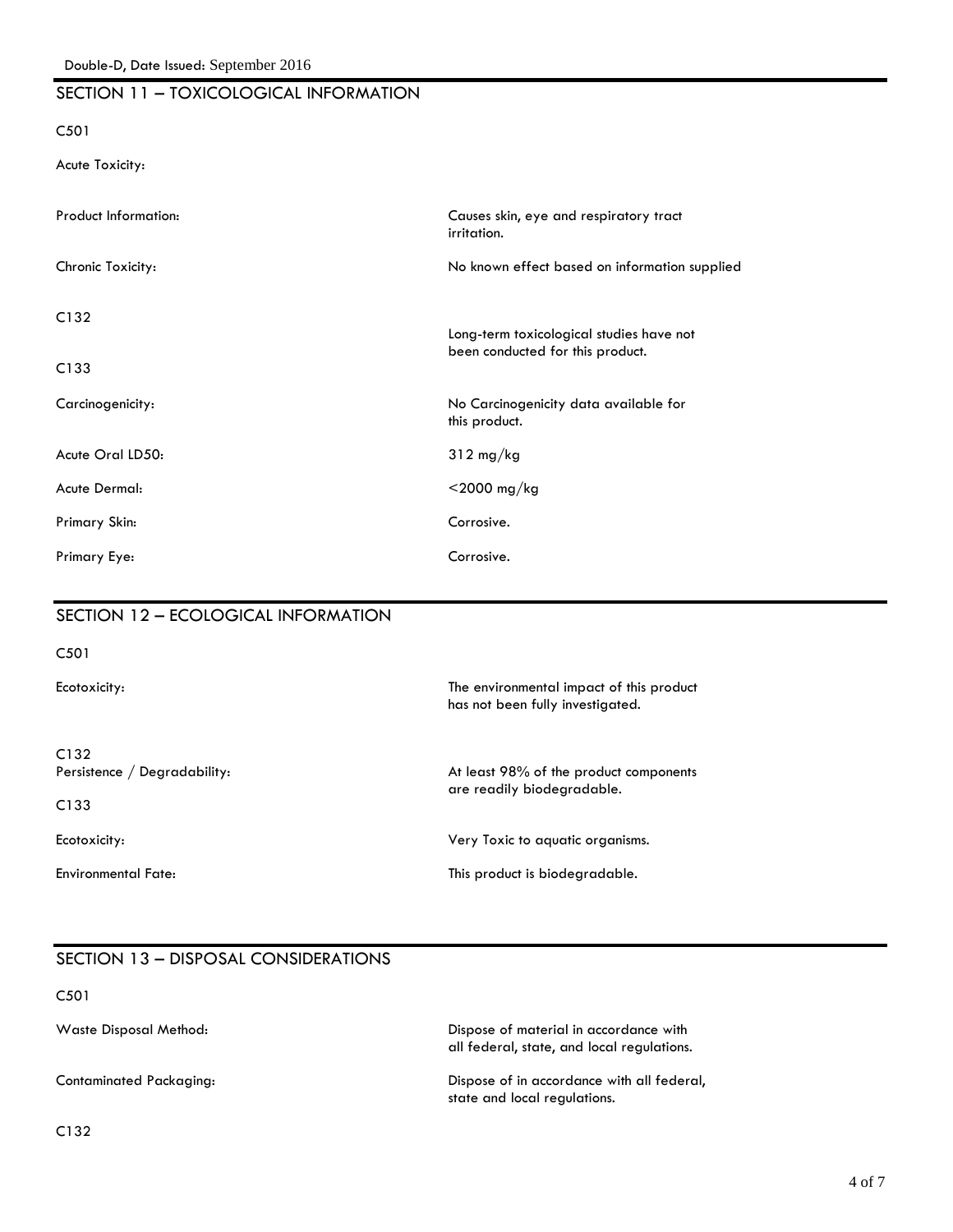## SECTION 11 – TOXICOLOGICAL INFORMATION

C501

Acute Toxicity:

| | |
|---|---|
| Product Information: | Causes skin, eye and respiratory tract irritation. |
| Chronic Toxicity: | No known effect based on information supplied |

C132

Long-term toxicological studies have not been conducted for this product.

C133

| | |
|---|---|
| Carcinogenicity: | No Carcinogenicity data available for this product. |
| Acute Oral LD50: | 312 mg/kg |
| Acute Dermal: | <2000 mg/kg |
| Primary Skin: | Corrosive. |
| Primary Eye: | Corrosive. |

## SECTION 12 – ECOLOGICAL INFORMATION

C501

| | |
|---|---|
| Ecotoxicity: | The environmental impact of this product has not been fully investigated. |

C132

| | |
|---|---|
| Persistence / Degradability: | At least 98% of the product components are readily biodegradable. |

C133

| | |
|---|---|
| Ecotoxicity: | Very Toxic to aquatic organisms. |
| Environmental Fate: | This product is biodegradable. |

## SECTION 13 – DISPOSAL CONSIDERATIONS

C501

| | |
|---|---|
| Waste Disposal Method: | Dispose of material in accordance with all federal, state, and local regulations. |
| Contaminated Packaging: | Dispose of in accordance with all federal, state and local regulations. |

C132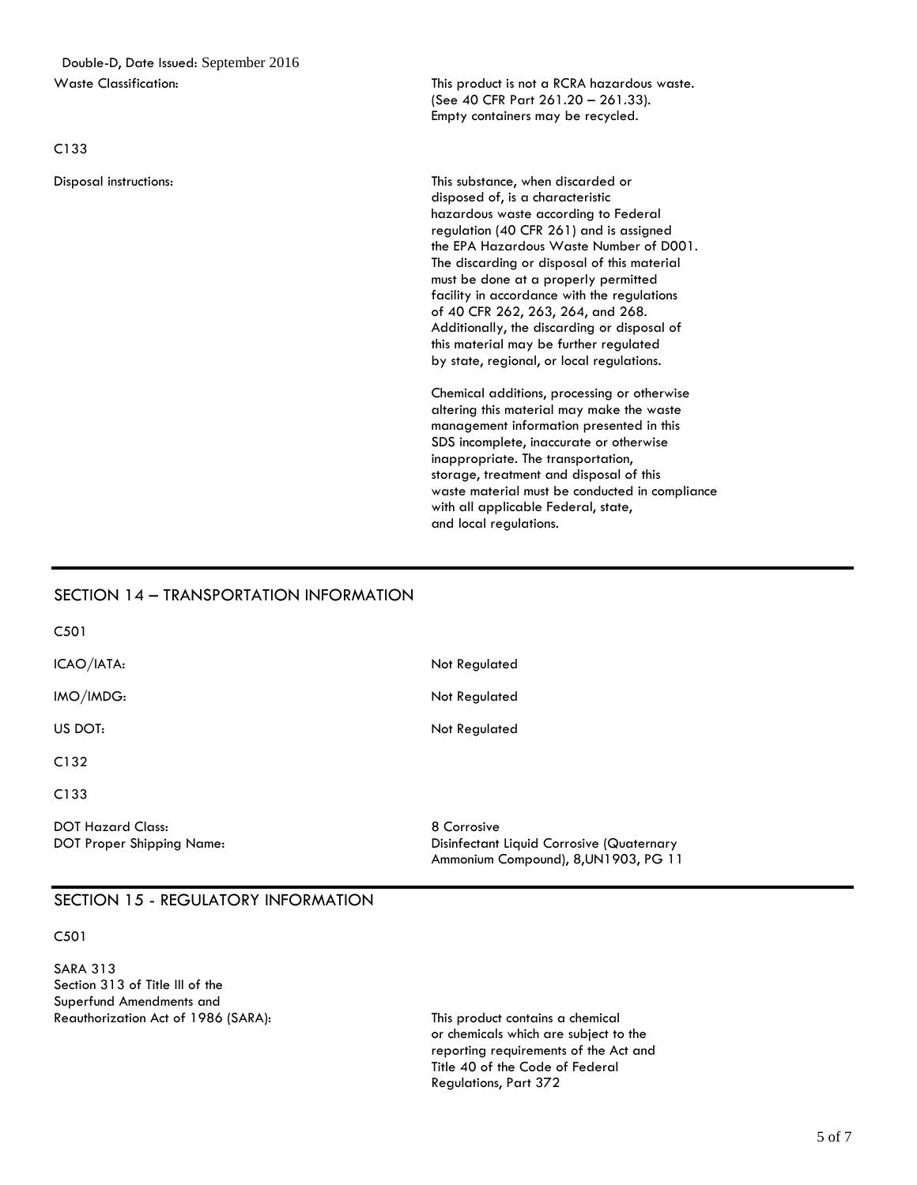Waste Classification: This product is not a RCRA hazardous waste. (See 40 CFR Part 261.20 – 261.33). Empty containers may be recycled.

C133

Disposal instructions: This substance, when discarded or disposed of, is a characteristic hazardous waste according to Federal regulation (40 CFR 261) and is assigned the EPA Hazardous Waste Number of D001. The discarding or disposal of this material must be done at a properly permitted facility in accordance with the regulations of 40 CFR 262, 263, 264, and 268. Additionally, the discarding or disposal of this material may be further regulated by state, regional, or local regulations.

Chemical additions, processing or otherwise altering this material may make the waste management information presented in this SDS incomplete, inaccurate or otherwise inappropriate. The transportation, storage, treatment and disposal of this waste material must be conducted in compliance with all applicable Federal, state, and local regulations.

## SECTION 14 – TRANSPORTATION INFORMATION

C501

ICAO/IATA: Not Regulated

IMO/IMDG: Not Regulated

US DOT: Not Regulated

C132

C133

DOT Hazard Class: 8 Corrosive

DOT Proper Shipping Name: Disinfectant Liquid Corrosive (Quaternary Ammonium Compound), 8,UN1903, PG 11

## SECTION 15 - REGULATORY INFORMATION

C501

SARA 313
Section 313 of Title III of the Superfund Amendments and Reauthorization Act of 1986 (SARA): This product contains a chemical or chemicals which are subject to the reporting requirements of the Act and Title 40 of the Code of Federal Regulations, Part 372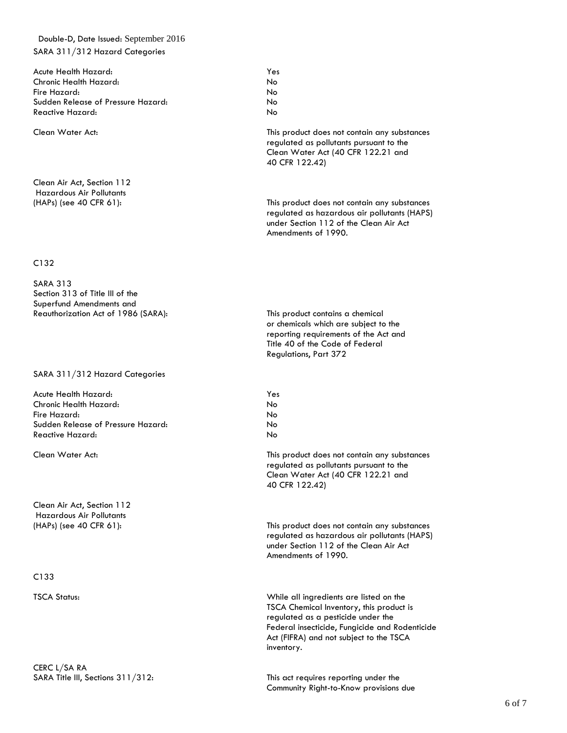SARA 311/312 Hazard Categories

| | |
|---|---|
| Acute Health Hazard: | Yes |
| Chronic Health Hazard: | No |
| Fire Hazard: | No |
| Sudden Release of Pressure Hazard: | No |
| Reactive Hazard: | No |

Clean Water Act: This product does not contain any substances regulated as pollutants pursuant to the Clean Water Act (40 CFR 122.21 and 40 CFR 122.42)

Clean Air Act, Section 112 Hazardous Air Pollutants (HAPs) (see 40 CFR 61): This product does not contain any substances regulated as hazardous air pollutants (HAPS) under Section 112 of the Clean Air Act Amendments of 1990.

C132

SARA 313
Section 313 of Title III of the Superfund Amendments and Reauthorization Act of 1986 (SARA): This product contains a chemical or chemicals which are subject to the reporting requirements of the Act and Title 40 of the Code of Federal Regulations, Part 372

SARA 311/312 Hazard Categories

| | |
|---|---|
| Acute Health Hazard: | Yes |
| Chronic Health Hazard: | No |
| Fire Hazard: | No |
| Sudden Release of Pressure Hazard: | No |
| Reactive Hazard: | No |

Clean Water Act: This product does not contain any substances regulated as pollutants pursuant to the Clean Water Act (40 CFR 122.21 and 40 CFR 122.42)

Clean Air Act, Section 112 Hazardous Air Pollutants (HAPs) (see 40 CFR 61): This product does not contain any substances regulated as hazardous air pollutants (HAPS) under Section 112 of the Clean Air Act Amendments of 1990.

C133

TSCA Status: While all ingredients are listed on the TSCA Chemical Inventory, this product is regulated as a pesticide under the Federal insecticide, Fungicide and Rodenticide Act (FIFRA) and not subject to the TSCA inventory.

CERC L/SA RA
SARA Title III, Sections 311/312: This act requires reporting under the Community Right-to-Know provisions due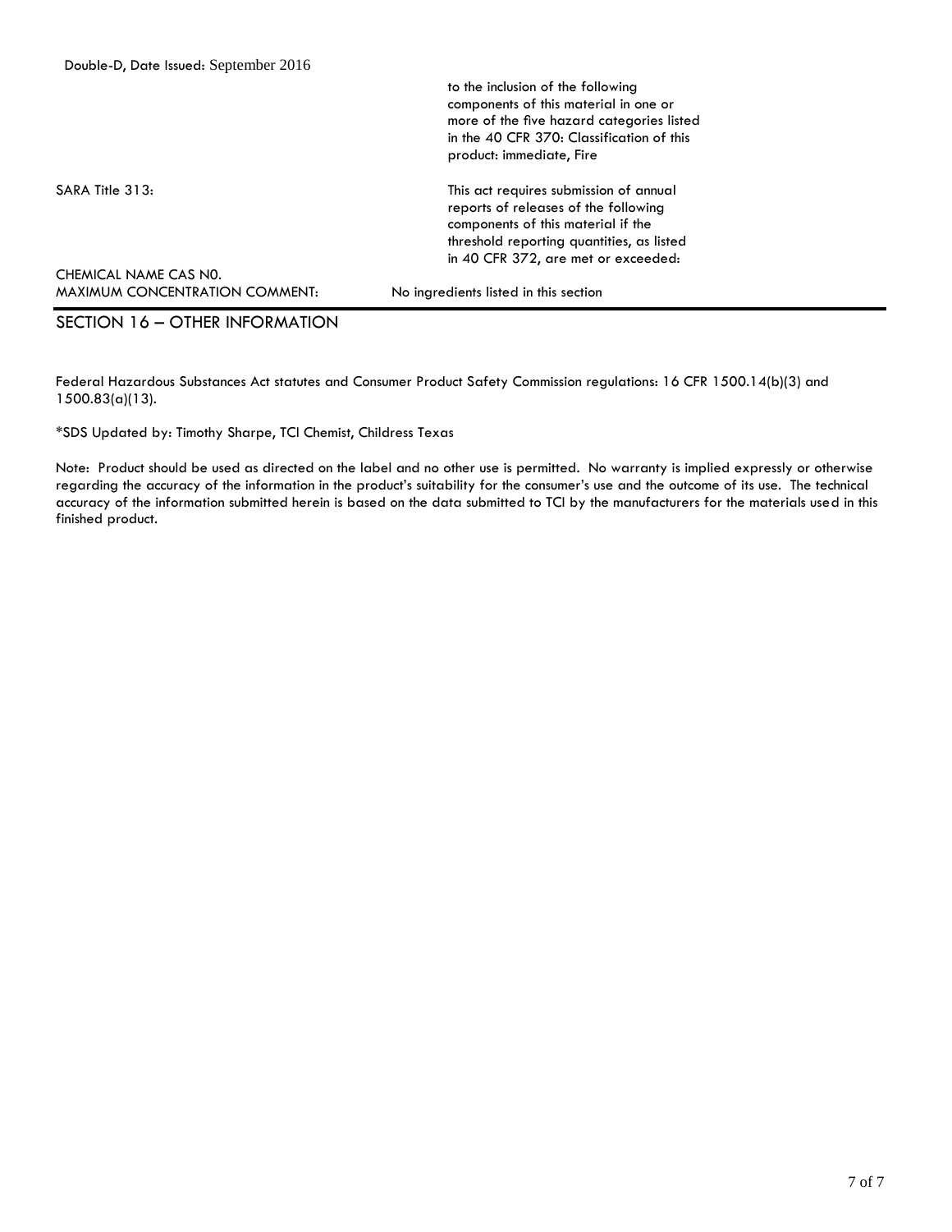to the inclusion of the following components of this material in one or more of the five hazard categories listed in the 40 CFR 370: Classification of this product: immediate, Fire

SARA Title 313: This act requires submission of annual reports of releases of the following components of this material if the threshold reporting quantities, as listed in 40 CFR 372, are met or exceeded:

CHEMICAL NAME CAS N0.
MAXIMUM CONCENTRATION COMMENT: No ingredients listed in this section

## SECTION 16 – OTHER INFORMATION

Federal Hazardous Substances Act statutes and Consumer Product Safety Commission regulations: 16 CFR 1500.14(b)(3) and 1500.83(a)(13).

*SDS Updated by: Timothy Sharpe, TCI Chemist, Childress Texas

Note: Product should be used as directed on the label and no other use is permitted. No warranty is implied expressly or otherwise regarding the accuracy of the information in the product's suitability for the consumer's use and the outcome of its use. The technical accuracy of the information submitted herein is based on the data submitted to TCI by the manufacturers for the materials used in this finished product.